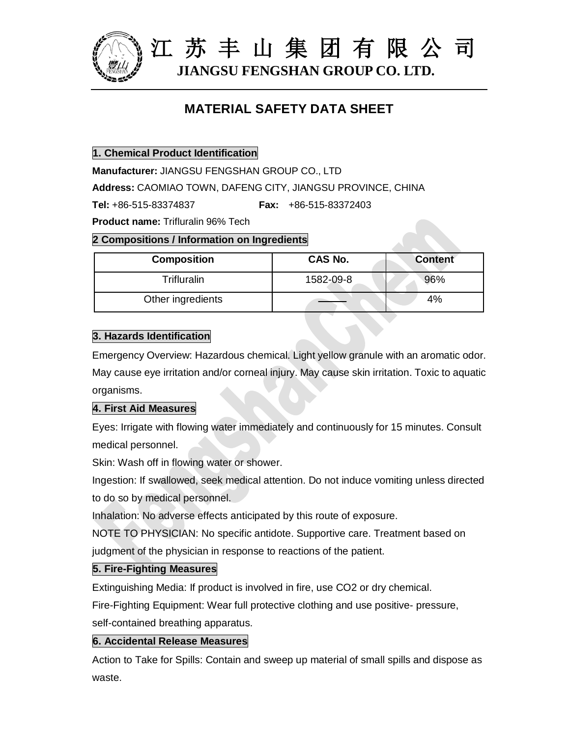# 江 苏 丰 山 集 团 有 限 公 司

**JIANGSU FENGSHAN GROUP CO. LTD.**

## MATERIAL SAFETY DATA SHEET

### 1. Chemical Product Identification

**Manufacturer:** JIANGSU FENGSHAN GROUP CO., LTD

**Address:** CAOMIAO TOWN, DAFENG CITY, JIANGSU PROVINCE, CHINA

**Tel:** +86-515-83374837 **Fax:** +86-515-83372403

**Product name:** Trifluralin 96% Tech

### 2 Compositions / Information on Ingredients

| Composition | CAS No. | Content |
|---|---|---|
| Trifluralin | 1582-09-8 | 96% |
| Other ingredients | —— | 4% |

### 3. Hazards Identification

Emergency Overview: Hazardous chemical. Light yellow granule with an aromatic odor. May cause eye irritation and/or corneal injury. May cause skin irritation. Toxic to aquatic organisms.

### 4. First Aid Measures

Eyes: Irrigate with flowing water immediately and continuously for 15 minutes. Consult medical personnel.

Skin: Wash off in flowing water or shower.

Ingestion: If swallowed, seek medical attention. Do not induce vomiting unless directed to do so by medical personnel.

Inhalation: No adverse effects anticipated by this route of exposure.

NOTE TO PHYSICIAN: No specific antidote. Supportive care. Treatment based on judgment of the physician in response to reactions of the patient.

### 5. Fire-Fighting Measures

Extinguishing Media: If product is involved in fire, use CO2 or dry chemical.

Fire-Fighting Equipment: Wear full protective clothing and use positive- pressure, self-contained breathing apparatus.

### 6. Accidental Release Measures

Action to Take for Spills: Contain and sweep up material of small spills and dispose as waste.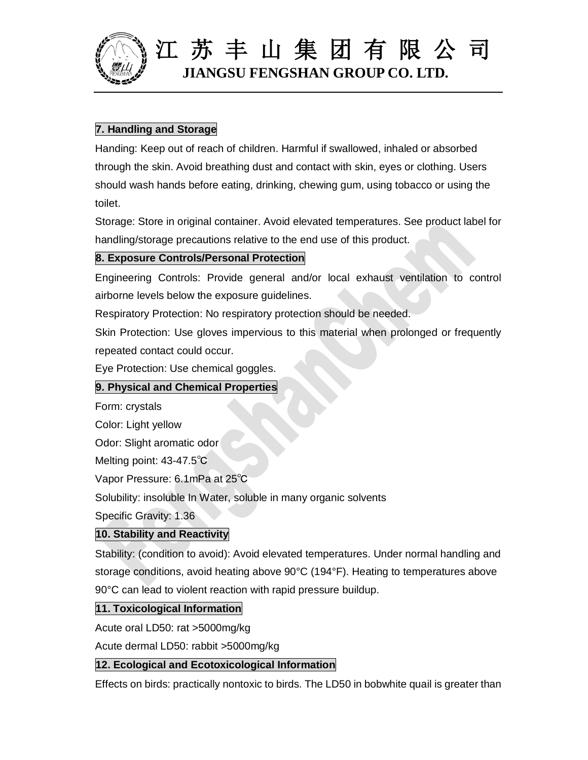## 7. Handling and Storage

Handing: Keep out of reach of children. Harmful if swallowed, inhaled or absorbed through the skin. Avoid breathing dust and contact with skin, eyes or clothing. Users should wash hands before eating, drinking, chewing gum, using tobacco or using the toilet.

Storage: Store in original container. Avoid elevated temperatures. See product label for handling/storage precautions relative to the end use of this product.

## 8. Exposure Controls/Personal Protection

Engineering Controls: Provide general and/or local exhaust ventilation to control airborne levels below the exposure guidelines.

Respiratory Protection: No respiratory protection should be needed.

Skin Protection: Use gloves impervious to this material when prolonged or frequently repeated contact could occur.

Eye Protection: Use chemical goggles.

## 9. Physical and Chemical Properties

Form: crystals

Color: Light yellow

Odor: Slight aromatic odor

Melting point: 43-47.5℃

Vapor Pressure: 6.1mPa at 25℃

Solubility: insoluble In Water, soluble in many organic solvents

Specific Gravity: 1.36

## 10. Stability and Reactivity

Stability: (condition to avoid): Avoid elevated temperatures. Under normal handling and storage conditions, avoid heating above 90°C (194°F). Heating to temperatures above 90°C can lead to violent reaction with rapid pressure buildup.

## 11. Toxicological Information

Acute oral LD50: rat >5000mg/kg

Acute dermal LD50: rabbit >5000mg/kg

## 12. Ecological and Ecotoxicological Information

Effects on birds: practically nontoxic to birds. The LD50 in bobwhite quail is greater than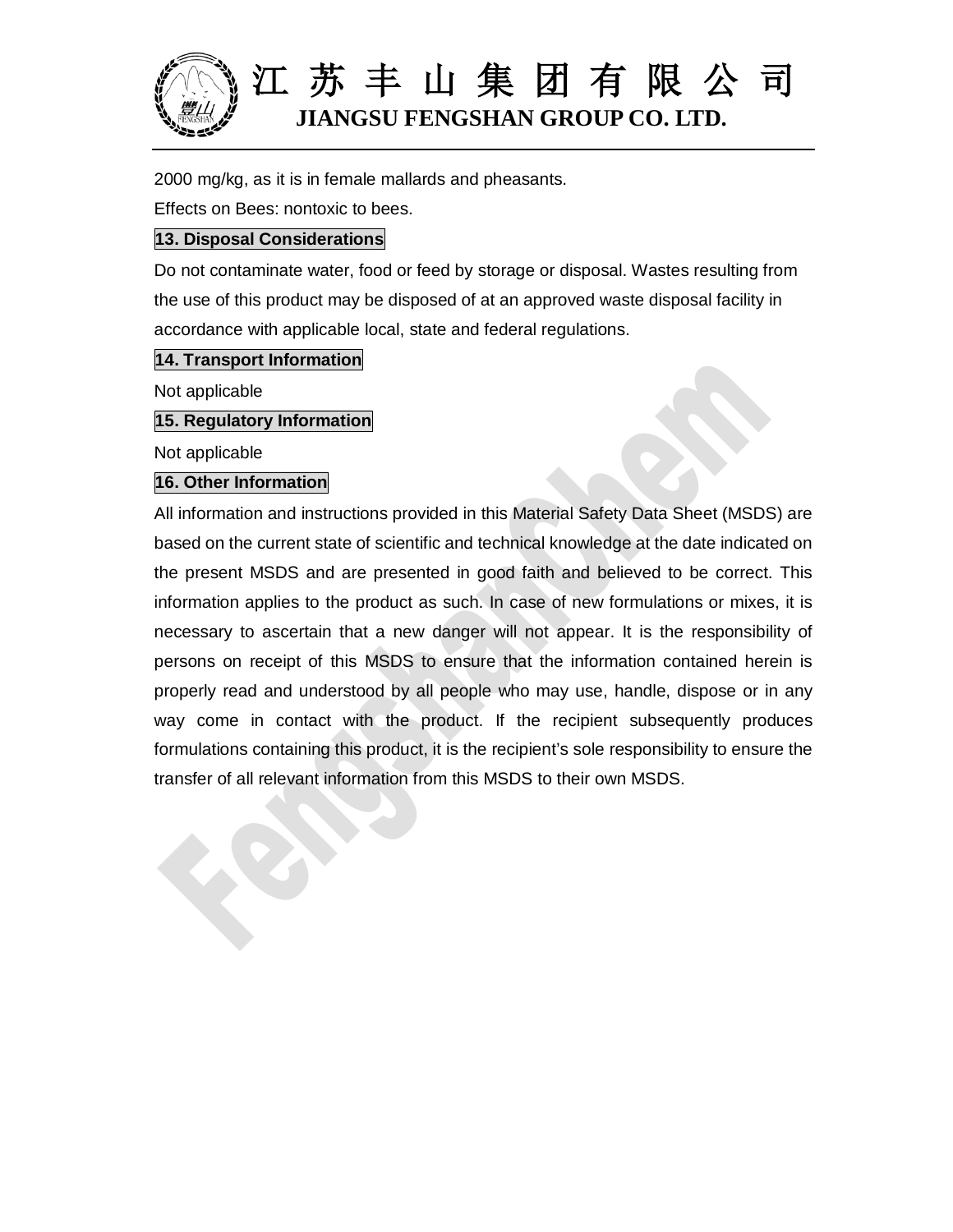2000 mg/kg, as it is in female mallards and pheasants.

Effects on Bees: nontoxic to bees.

**13. Disposal Considerations**

Do not contaminate water, food or feed by storage or disposal. Wastes resulting from the use of this product may be disposed of at an approved waste disposal facility in accordance with applicable local, state and federal regulations.

**14. Transport Information**

Not applicable

**15. Regulatory Information**

Not applicable

**16. Other Information**

All information and instructions provided in this Material Safety Data Sheet (MSDS) are based on the current state of scientific and technical knowledge at the date indicated on the present MSDS and are presented in good faith and believed to be correct. This information applies to the product as such. In case of new formulations or mixes, it is necessary to ascertain that a new danger will not appear. It is the responsibility of persons on receipt of this MSDS to ensure that the information contained herein is properly read and understood by all people who may use, handle, dispose or in any way come in contact with the product. If the recipient subsequently produces formulations containing this product, it is the recipient's sole responsibility to ensure the transfer of all relevant information from this MSDS to their own MSDS.